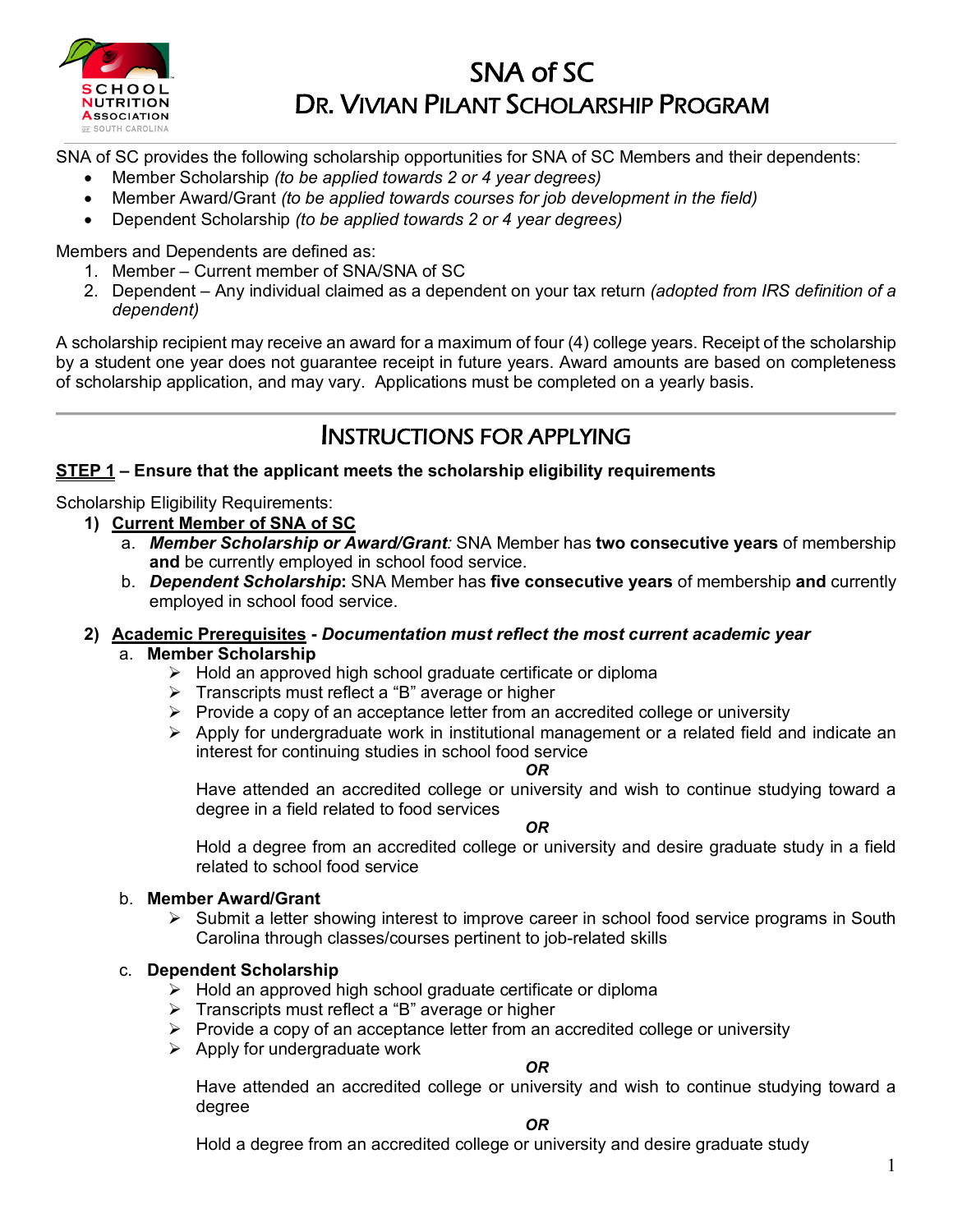# SNA of SC
## Dr. Vivian Pilant Scholarship Program

SNA of SC provides the following scholarship opportunities for SNA of SC Members and their dependents:

- Member Scholarship *(to be applied towards 2 or 4 year degrees)*
- Member Award/Grant *(to be applied towards courses for job development in the field)*
- Dependent Scholarship *(to be applied towards 2 or 4 year degrees)*

Members and Dependents are defined as:

1. Member – Current member of SNA/SNA of SC
2. Dependent – Any individual claimed as a dependent on your tax return *(adopted from IRS definition of a dependent)*

A scholarship recipient may receive an award for a maximum of four (4) college years. Receipt of the scholarship by a student one year does not guarantee receipt in future years. Award amounts are based on completeness of scholarship application, and may vary. Applications must be completed on a yearly basis.

---

## Instructions for Applying

**STEP 1 – Ensure that the applicant meets the scholarship eligibility requirements**

Scholarship Eligibility Requirements:

1) **Current Member of SNA of SC**
   a. ***Member Scholarship or Award/Grant**:* SNA Member has **two consecutive years** of membership **and** be currently employed in school food service.
   b. ***Dependent Scholarship*:** SNA Member has **five consecutive years** of membership **and** currently employed in school food service.

2) **Academic Prerequisites** - ***Documentation must reflect the most current academic year***
   a. **Member Scholarship**
      - Hold an approved high school graduate certificate or diploma
      - Transcripts must reflect a "B" average or higher
      - Provide a copy of an acceptance letter from an accredited college or university
      - Apply for undergraduate work in institutional management or a related field and indicate an interest for continuing studies in school food service

        ***OR***

        Have attended an accredited college or university and wish to continue studying toward a degree in a field related to food services

        ***OR***

        Hold a degree from an accredited college or university and desire graduate study in a field related to school food service

   b. **Member Award/Grant**
      - Submit a letter showing interest to improve career in school food service programs in South Carolina through classes/courses pertinent to job-related skills

   c. **Dependent Scholarship**
      - Hold an approved high school graduate certificate or diploma
      - Transcripts must reflect a "B" average or higher
      - Provide a copy of an acceptance letter from an accredited college or university
      - Apply for undergraduate work

        ***OR***

        Have attended an accredited college or university and wish to continue studying toward a degree

        ***OR***

        Hold a degree from an accredited college or university and desire graduate study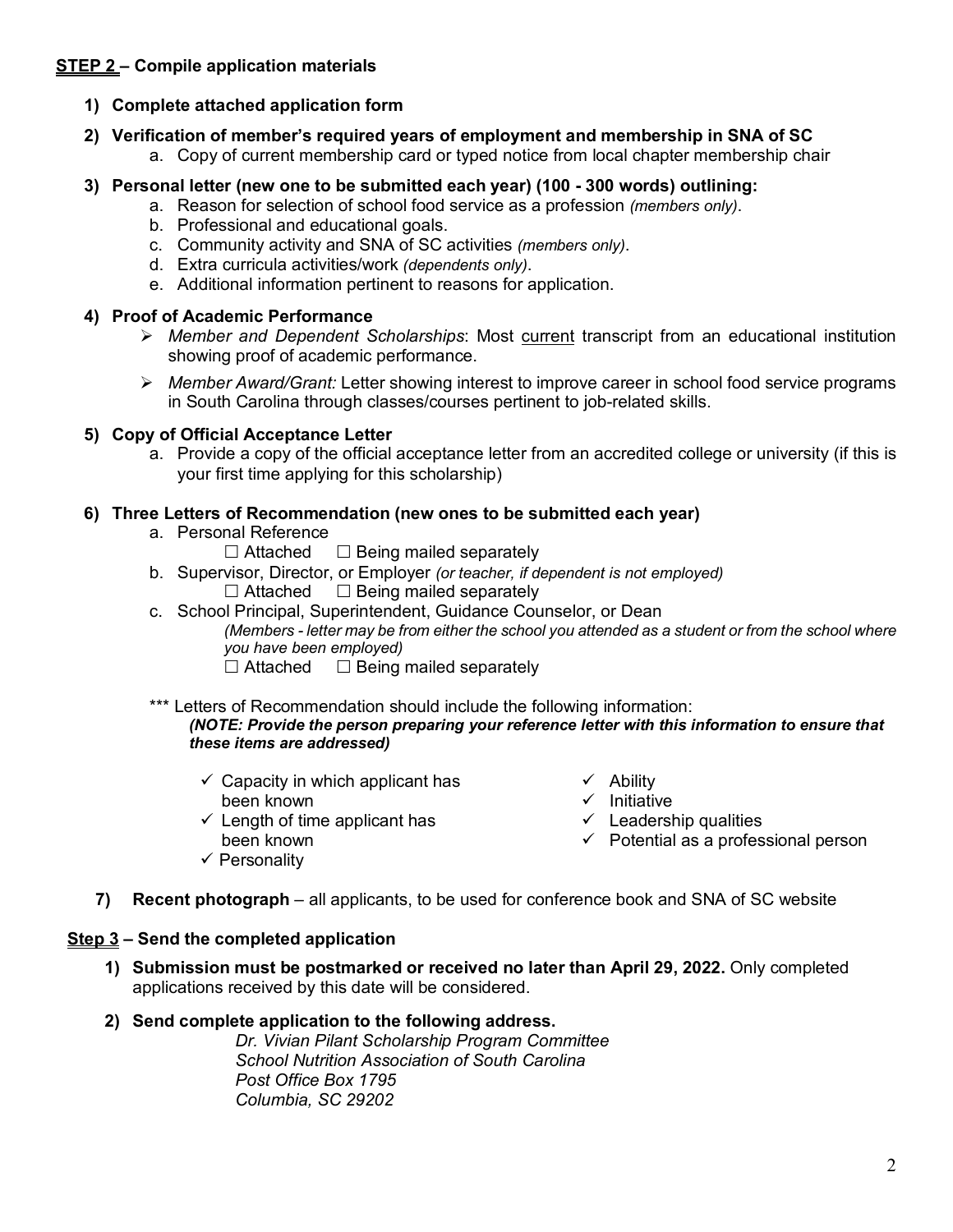## STEP 2 – Compile application materials

1) **Complete attached application form**

2) **Verification of member's required years of employment and membership in SNA of SC**
   a. Copy of current membership card or typed notice from local chapter membership chair

3) **Personal letter (new one to be submitted each year) (100 - 300 words) outlining:**
   a. Reason for selection of school food service as a profession *(members only)*.
   b. Professional and educational goals.
   c. Community activity and SNA of SC activities *(members only)*.
   d. Extra curricula activities/work *(dependents only)*.
   e. Additional information pertinent to reasons for application.

4) **Proof of Academic Performance**
   - *Member and Dependent Scholarships*: Most current transcript from an educational institution showing proof of academic performance.
   - *Member Award/Grant:* Letter showing interest to improve career in school food service programs in South Carolina through classes/courses pertinent to job-related skills.

5) **Copy of Official Acceptance Letter**
   a. Provide a copy of the official acceptance letter from an accredited college or university (if this is your first time applying for this scholarship)

6) **Three Letters of Recommendation (new ones to be submitted each year)**
   a. Personal Reference
      ☐ Attached ☐ Being mailed separately
   b. Supervisor, Director, or Employer *(or teacher, if dependent is not employed)*
      ☐ Attached ☐ Being mailed separately
   c. School Principal, Superintendent, Guidance Counselor, or Dean
      *(Members - letter may be from either the school you attended as a student or from the school where you have been employed)*
      ☐ Attached ☐ Being mailed separately

   *** Letters of Recommendation should include the following information:
   ***(NOTE: Provide the person preparing your reference letter with this information to ensure that these items are addressed)***

   - ✓ Capacity in which applicant has been known
   - ✓ Length of time applicant has been known
   - ✓ Personality
   - ✓ Ability
   - ✓ Initiative
   - ✓ Leadership qualities
   - ✓ Potential as a professional person

7) **Recent photograph** – all applicants, to be used for conference book and SNA of SC website

## Step 3 – Send the completed application

1) **Submission must be postmarked or received no later than April 29, 2022.** Only completed applications received by this date will be considered.

2) **Send complete application to the following address.**

   *Dr. Vivian Pilant Scholarship Program Committee*
   *School Nutrition Association of South Carolina*
   *Post Office Box 1795*
   *Columbia, SC 29202*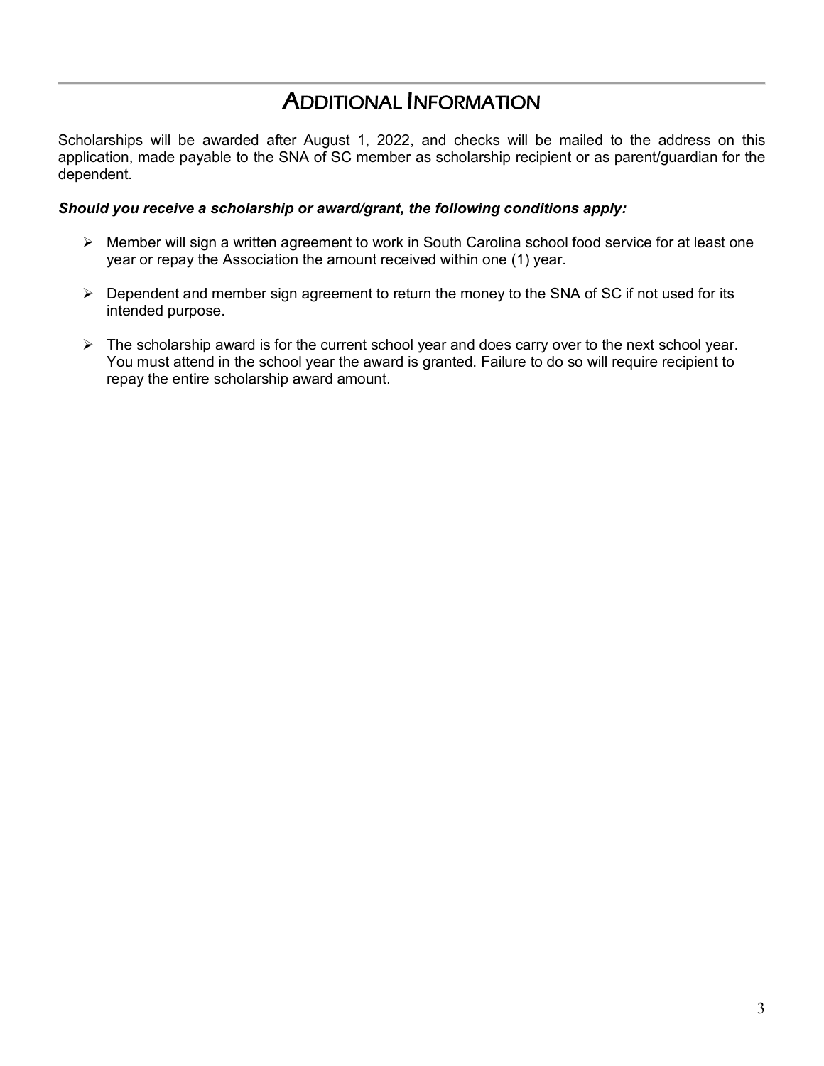# Additional Information

Scholarships will be awarded after August 1, 2022, and checks will be mailed to the address on this application, made payable to the SNA of SC member as scholarship recipient or as parent/guardian for the dependent.

***Should you receive a scholarship or award/grant, the following conditions apply:***

- Member will sign a written agreement to work in South Carolina school food service for at least one year or repay the Association the amount received within one (1) year.
- Dependent and member sign agreement to return the money to the SNA of SC if not used for its intended purpose.
- The scholarship award is for the current school year and does carry over to the next school year. You must attend in the school year the award is granted. Failure to do so will require recipient to repay the entire scholarship award amount.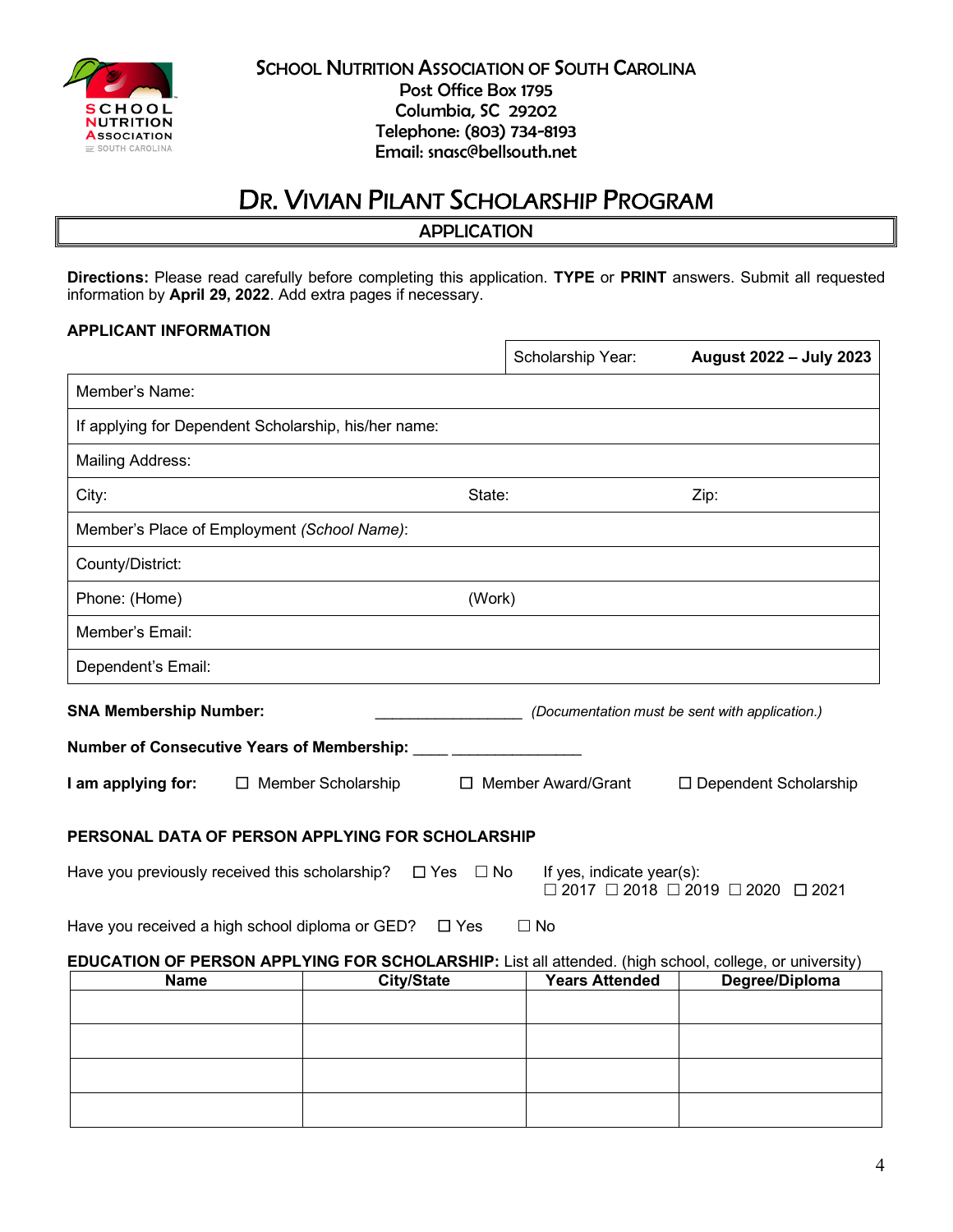**SCHOOL NUTRITION ASSOCIATION OF SOUTH CAROLINA**
Post Office Box 1795
Columbia, SC 29202
Telephone: (803) 734-8193
Email: snasc@bellsouth.net

# DR. VIVIAN PILANT SCHOLARSHIP PROGRAM

## APPLICATION

**Directions:** Please read carefully before completing this application. **TYPE** or **PRINT** answers. Submit all requested information by **April 29, 2022**. Add extra pages if necessary.

### APPLICANT INFORMATION

| | Scholarship Year: | **August 2022 – July 2023** |
|---|---|---|
| Member's Name: | | |
| If applying for Dependent Scholarship, his/her name: | | |
| Mailing Address: | | |
| City: | State: | Zip: |
| Member's Place of Employment *(School Name)*: | | |
| County/District: | | |
| Phone: (Home) | (Work) | |
| Member's Email: | | |
| Dependent's Email: | | |

**SNA Membership Number:** __________________ *(Documentation must be sent with application.)*

**Number of Consecutive Years of Membership:** ____ _______________

**I am applying for:** ☐ Member Scholarship ☐ Member Award/Grant ☐ Dependent Scholarship

### PERSONAL DATA OF PERSON APPLYING FOR SCHOLARSHIP

Have you previously received this scholarship? ☐ Yes ☐ No If yes, indicate year(s): ☐ 2017 ☐ 2018 ☐ 2019 ☐ 2020 ☐ 2021

Have you received a high school diploma or GED? ☐ Yes ☐ No

**EDUCATION OF PERSON APPLYING FOR SCHOLARSHIP:** List all attended. (high school, college, or university)

| Name | City/State | Years Attended | Degree/Diploma |
|---|---|---|---|
| | | | |
| | | | |
| | | | |
| | | | |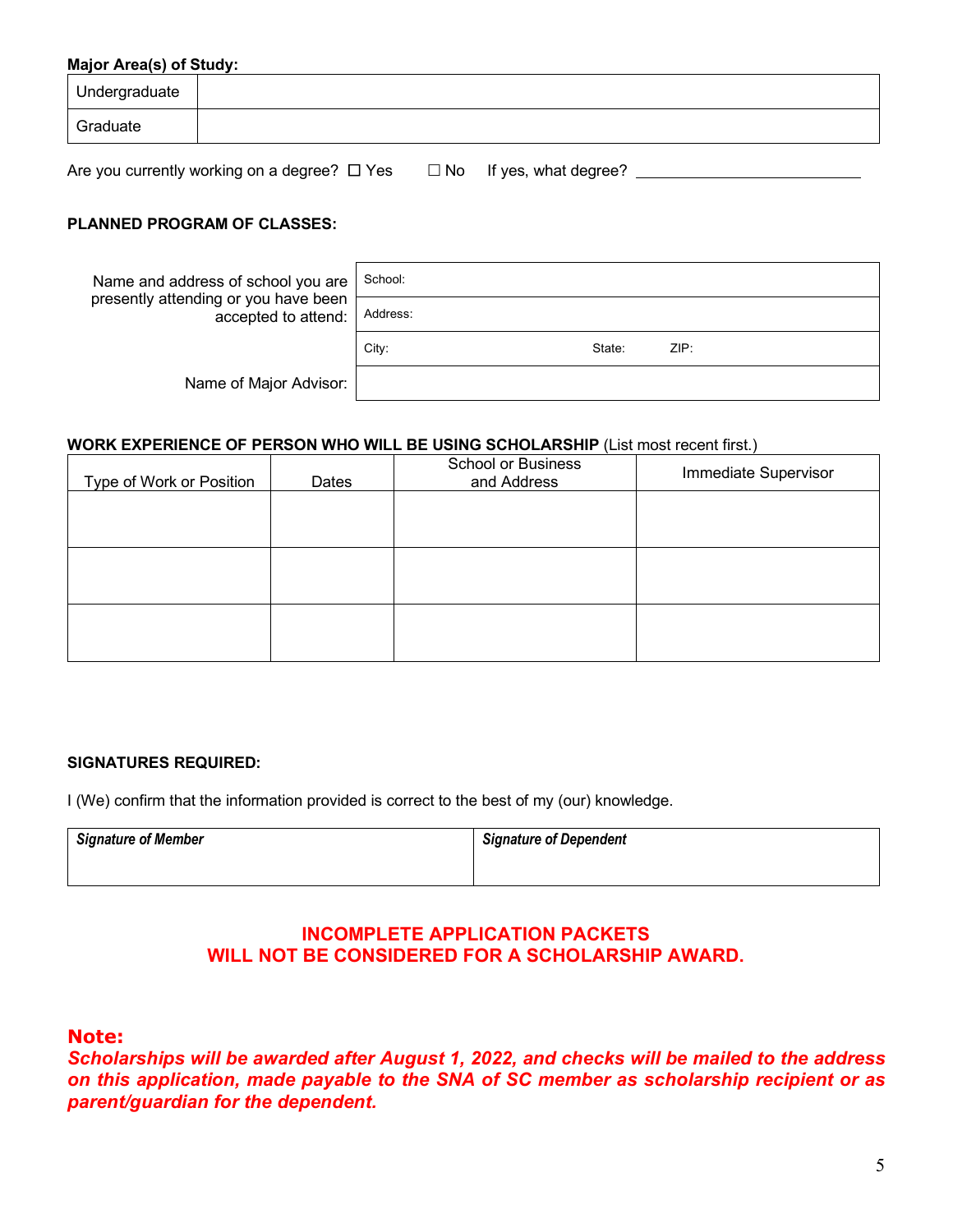**Major Area(s) of Study:**

| Undergraduate | |
|---|---|
| Graduate | |

Are you currently working on a degree? ☐ Yes ☐ No If yes, what degree? ____________________________

**PLANNED PROGRAM OF CLASSES:**

| | |
|---|---|
| Name and address of school you are presently attending or you have been accepted to attend: | School: |
| | Address: |
| | City: State: ZIP: |
| Name of Major Advisor: | |

**WORK EXPERIENCE OF PERSON WHO WILL BE USING SCHOLARSHIP** (List most recent first.)

| Type of Work or Position | Dates | School or Business and Address | Immediate Supervisor |
|---|---|---|---|
| | | | |
| | | | |
| | | | |

**SIGNATURES REQUIRED:**

I (We) confirm that the information provided is correct to the best of my (our) knowledge.

| ***Signature of Member*** | ***Signature of Dependent*** |
|---|---|
| | |

**INCOMPLETE APPLICATION PACKETS**
**WILL NOT BE CONSIDERED FOR A SCHOLARSHIP AWARD.**

**Note:**
***Scholarships will be awarded after August 1, 2022, and checks will be mailed to the address on this application, made payable to the SNA of SC member as scholarship recipient or as parent/guardian for the dependent.***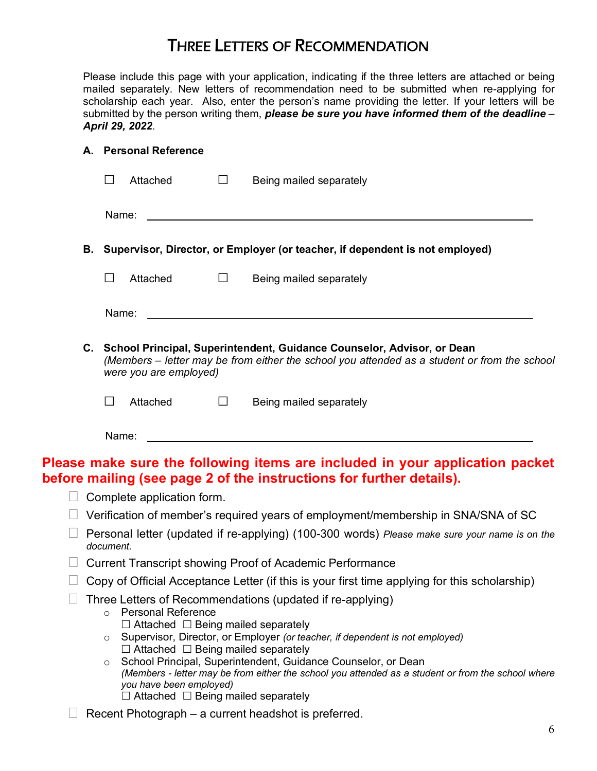# Three Letters of Recommendation

Please include this page with your application, indicating if the three letters are attached or being mailed separately. New letters of recommendation need to be submitted when re-applying for scholarship each year. Also, enter the person's name providing the letter. If your letters will be submitted by the person writing them, ***please be sure you have informed them of the deadline*** – ***April 29, 2022***.

**A. Personal Reference**

☐ Attached ☐ Being mailed separately

Name: ______________________________________________

**B. Supervisor, Director, or Employer (or teacher, if dependent is not employed)**

☐ Attached ☐ Being mailed separately

Name: ______________________________________________

**C. School Principal, Superintendent, Guidance Counselor, Advisor, or Dean**
*(Members – letter may be from either the school you attended as a student or from the school were you are employed)*

☐ Attached ☐ Being mailed separately

Name: ______________________________________________

**Please make sure the following items are included in your application packet before mailing (see page 2 of the instructions for further details).**

- ☐ Complete application form.
- ☐ Verification of member's required years of employment/membership in SNA/SNA of SC
- ☐ Personal letter (updated if re-applying) (100-300 words) *Please make sure your name is on the document.*
- ☐ Current Transcript showing Proof of Academic Performance
- ☐ Copy of Official Acceptance Letter (if this is your first time applying for this scholarship)
- ☐ Three Letters of Recommendations (updated if re-applying)
  - Personal Reference
    ☐ Attached ☐ Being mailed separately
  - Supervisor, Director, or Employer *(or teacher, if dependent is not employed)*
    ☐ Attached ☐ Being mailed separately
  - School Principal, Superintendent, Guidance Counselor, or Dean
    *(Members - letter may be from either the school you attended as a student or from the school where you have been employed)*
    ☐ Attached ☐ Being mailed separately
- ☐ Recent Photograph – a current headshot is preferred.